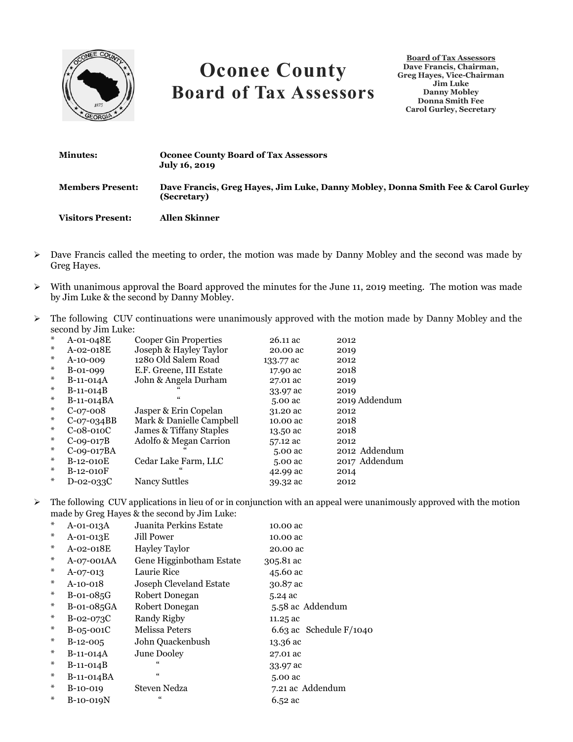# Oconee County Board of Tax Assessors

**Board of Tax Assessors**
**Dave Francis, Chairman,**
**Greg Hayes, Vice-Chairman**
**Jim Luke**
**Danny Mobley**
**Donna Smith Fee**
**Carol Gurley, Secretary**

| | |
|---|---|
| **Minutes:** | **Oconee County Board of Tax Assessors July 16, 2019** |
| **Members Present:** | **Dave Francis, Greg Hayes, Jim Luke, Danny Mobley, Donna Smith Fee & Carol Gurley (Secretary)** |
| **Visitors Present:** | **Allen Skinner** |

- Dave Francis called the meeting to order, the motion was made by Danny Mobley and the second was made by Greg Hayes.
- With unanimous approval the Board approved the minutes for the June 11, 2019 meeting. The motion was made by Jim Luke & the second by Danny Mobley.
- The following CUV continuations were unanimously approved with the motion made by Danny Mobley and the second by Jim Luke:

| | | | | |
|---|---|---|---|---|
| * | A-01-048E | Cooper Gin Properties | 26.11 ac | 2012 |
| * | A-02-018E | Joseph & Hayley Taylor | 20.00 ac | 2019 |
| * | A-10-009 | 1280 Old Salem Road | 133.77 ac | 2012 |
| * | B-01-099 | E.F. Greene, III Estate | 17.90 ac | 2018 |
| * | B-11-014A | John & Angela Durham | 27.01 ac | 2019 |
| * | B-11-014B | " | 33.97 ac | 2019 |
| * | B-11-014BA | " | 5.00 ac | 2019 Addendum |
| * | C-07-008 | Jasper & Erin Copelan | 31.20 ac | 2012 |
| * | C-07-034BB | Mark & Danielle Campbell | 10.00 ac | 2018 |
| * | C-08-010C | James & Tiffany Staples | 13.50 ac | 2018 |
| * | C-09-017B | Adolfo & Megan Carrion | 57.12 ac | 2012 |
| * | C-09-017BA | " | 5.00 ac | 2012 Addendum |
| * | B-12-010E | Cedar Lake Farm, LLC | 5.00 ac | 2017 Addendum |
| * | B-12-010F | " | 42.99 ac | 2014 |
| * | D-02-033C | Nancy Suttles | 39.32 ac | 2012 |

- The following CUV applications in lieu of or in conjunction with an appeal were unanimously approved with the motion made by Greg Hayes & the second by Jim Luke:

| | | | | |
|---|---|---|---|---|
| * | A-01-013A | Juanita Perkins Estate | 10.00 ac | |
| * | A-01-013E | Jill Power | 10.00 ac | |
| * | A-02-018E | Hayley Taylor | 20.00 ac | |
| * | A-07-001AA | Gene Higginbotham Estate | 305.81 ac | |
| * | A-07-013 | Laurie Rice | 45.60 ac | |
| * | A-10-018 | Joseph Cleveland Estate | 30.87 ac | |
| * | B-01-085G | Robert Donegan | 5.24 ac | |
| * | B-01-085GA | Robert Donegan | 5.58 ac | Addendum |
| * | B-02-073C | Randy Rigby | 11.25 ac | |
| * | B-05-001C | Melissa Peters | 6.63 ac | Schedule F/1040 |
| * | B-12-005 | John Quackenbush | 13.36 ac | |
| * | B-11-014A | June Dooley | 27.01 ac | |
| * | B-11-014B | " | 33.97 ac | |
| * | B-11-014BA | " | 5.00 ac | |
| * | B-10-019 | Steven Nedza | 7.21 ac | Addendum |
| * | B-10-019N | " | 6.52 ac | |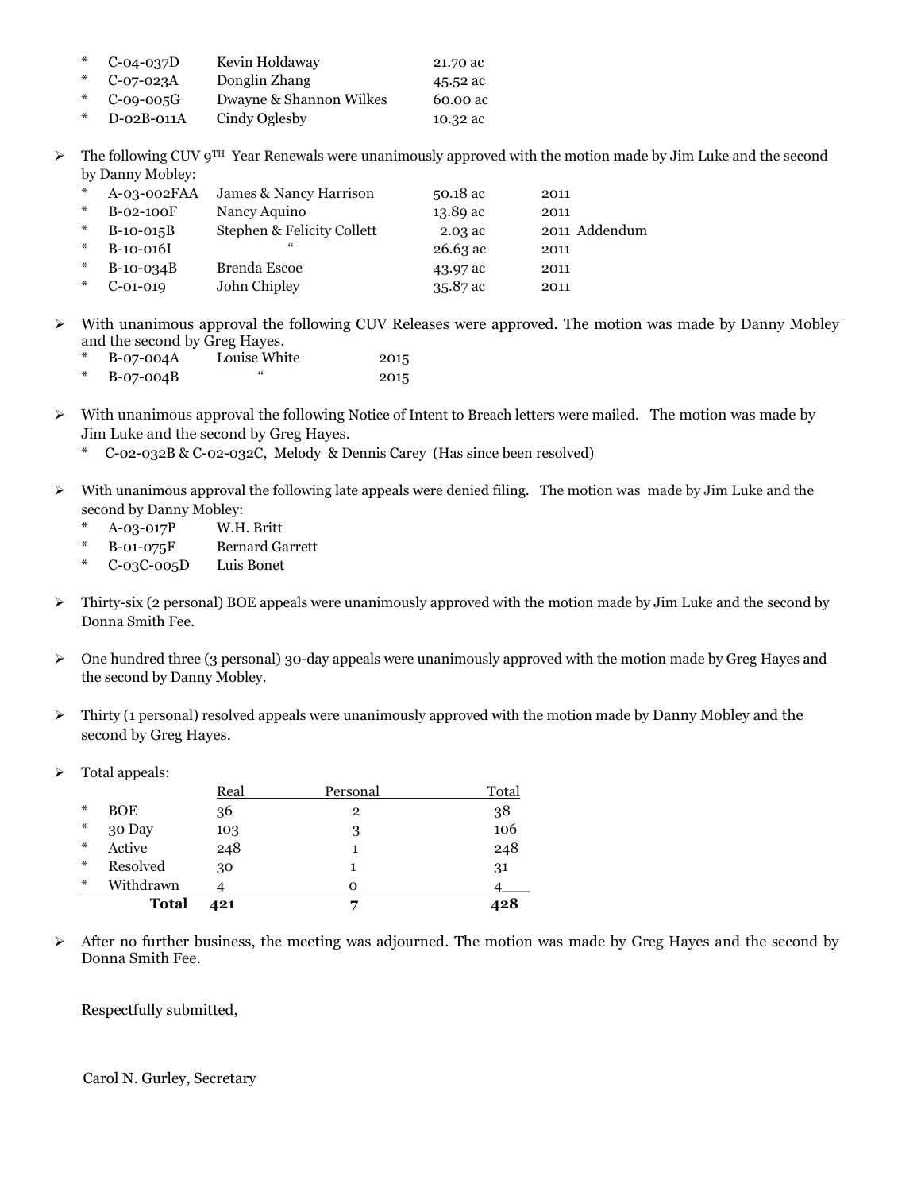- * C-04-037D Kevin Holdaway 21.70 ac
- * C-07-023A Donglin Zhang 45.52 ac
- * C-09-005G Dwayne & Shannon Wilkes 60.00 ac
- * D-02B-011A Cindy Oglesby 10.32 ac

➢ The following CUV 9[TH] Year Renewals were unanimously approved with the motion made by Jim Luke and the second by Danny Mobley:

| | | | | |
|---|---|---|---|---|
| * | A-03-002FAA | James & Nancy Harrison | 50.18 ac | 2011 |
| * | B-02-100F | Nancy Aquino | 13.89 ac | 2011 |
| * | B-10-015B | Stephen & Felicity Collett | 2.03 ac | 2011 Addendum |
| * | B-10-016I | " | 26.63 ac | 2011 |
| * | B-10-034B | Brenda Escoe | 43.97 ac | 2011 |
| * | C-01-019 | John Chipley | 35.87 ac | 2011 |

➢ With unanimous approval the following CUV Releases were approved. The motion was made by Danny Mobley and the second by Greg Hayes.

- * B-07-004A Louise White 2015
- * B-07-004B " 2015

➢ With unanimous approval the following Notice of Intent to Breach letters were mailed. The motion was made by Jim Luke and the second by Greg Hayes.

- * C-02-032B & C-02-032C, Melody & Dennis Carey (Has since been resolved)

➢ With unanimous approval the following late appeals were denied filing. The motion was made by Jim Luke and the second by Danny Mobley:

- * A-03-017P W.H. Britt
- * B-01-075F Bernard Garrett
- * C-03C-005D Luis Bonet

➢ Thirty-six (2 personal) BOE appeals were unanimously approved with the motion made by Jim Luke and the second by Donna Smith Fee.

➢ One hundred three (3 personal) 30-day appeals were unanimously approved with the motion made by Greg Hayes and the second by Danny Mobley.

➢ Thirty (1 personal) resolved appeals were unanimously approved with the motion made by Danny Mobley and the second by Greg Hayes.

➢ Total appeals:

| | | Real | Personal | Total |
|---|---|---|---|---|
| * | BOE | 36 | 2 | 38 |
| * | 30 Day | 103 | 3 | 106 |
| * | Active | 248 | 1 | 248 |
| * | Resolved | 30 | 1 | 31 |
| * | Withdrawn | 4 | 0 | 4 |
| | **Total** | **421** | **7** | **428** |

➢ After no further business, the meeting was adjourned. The motion was made by Greg Hayes and the second by Donna Smith Fee.

Respectfully submitted,

Carol N. Gurley, Secretary